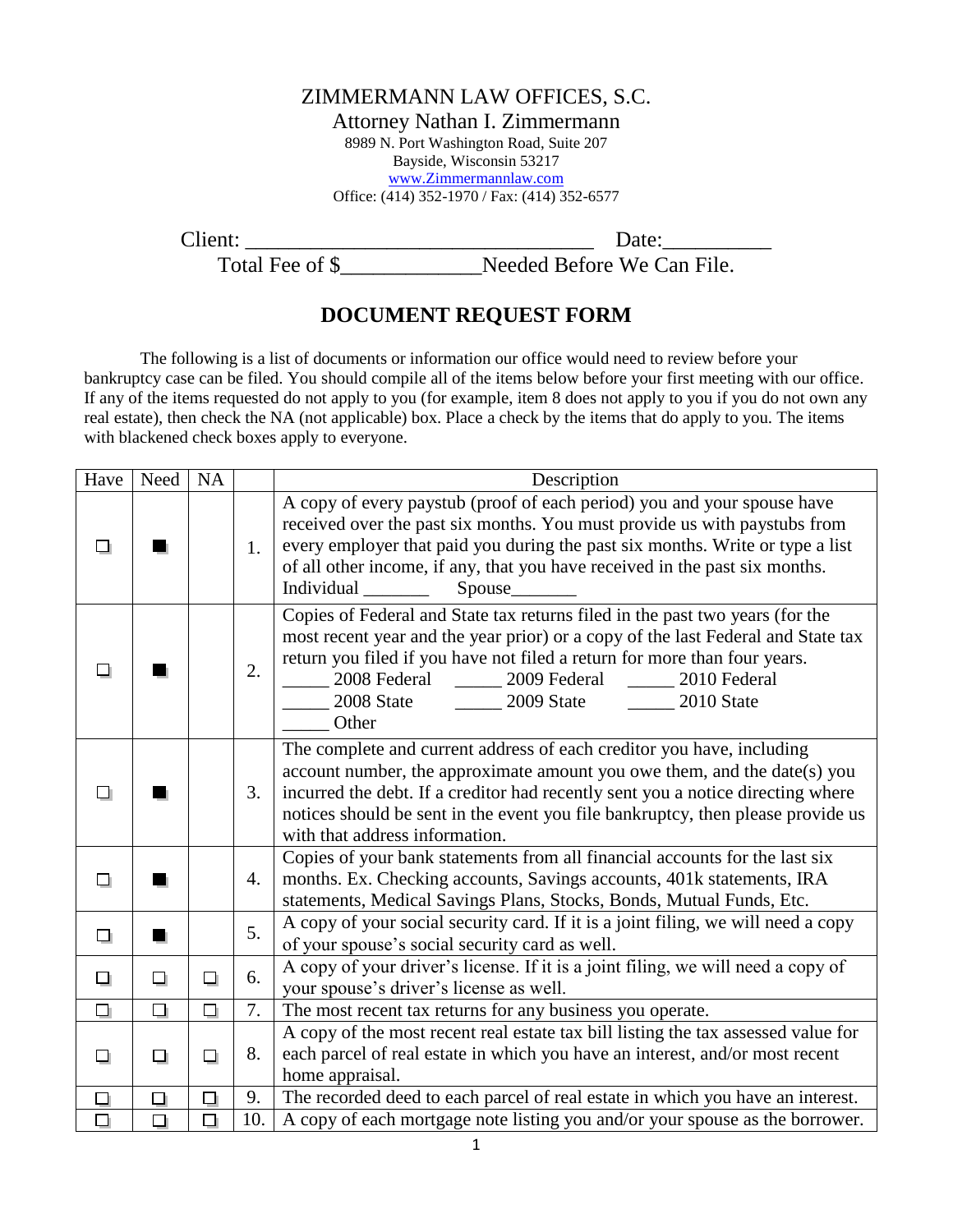ZIMMERMANN LAW OFFICES, S.C.

Attorney Nathan I. Zimmermann

8989 N. Port Washington Road, Suite 207

Bayside, Wisconsin 53217

www.Zimmermannlaw.com

Office: (414) 352-1970 / Fax: (414) 352-6577

Client: ________________________________ Date:__________

Total Fee of $_____________Needed Before We Can File.

# DOCUMENT REQUEST FORM

The following is a list of documents or information our office would need to review before your bankruptcy case can be filed. You should compile all of the items below before your first meeting with our office. If any of the items requested do not apply to you (for example, item 8 does not apply to you if you do not own any real estate), then check the NA (not applicable) box. Place a check by the items that do apply to you. The items with blackened check boxes apply to everyone.

| Have | Need | NA | | Description |
|---|---|---|---|---|
| ☐ | ■ | | 1. | A copy of every paystub (proof of each period) you and your spouse have received over the past six months. You must provide us with paystubs from every employer that paid you during the past six months. Write or type a list of all other income, if any, that you have received in the past six months. Individual _______ Spouse_______ |
| ☐ | ■ | | 2. | Copies of Federal and State tax returns filed in the past two years (for the most recent year and the year prior) or a copy of the last Federal and State tax return you filed if you have not filed a return for more than four years. _____ 2008 Federal _____ 2009 Federal _____ 2010 Federal _____ 2008 State _____ 2009 State _____ 2010 State _____ Other |
| ☐ | ■ | | 3. | The complete and current address of each creditor you have, including account number, the approximate amount you owe them, and the date(s) you incurred the debt. If a creditor had recently sent you a notice directing where notices should be sent in the event you file bankruptcy, then please provide us with that address information. |
| ☐ | ■ | | 4. | Copies of your bank statements from all financial accounts for the last six months. Ex. Checking accounts, Savings accounts, 401k statements, IRA statements, Medical Savings Plans, Stocks, Bonds, Mutual Funds, Etc. |
| ☐ | ■ | | 5. | A copy of your social security card. If it is a joint filing, we will need a copy of your spouse's social security card as well. |
| ☐ | ☐ | ☐ | 6. | A copy of your driver's license. If it is a joint filing, we will need a copy of your spouse's driver's license as well. |
| ☐ | ☐ | ☐ | 7. | The most recent tax returns for any business you operate. |
| ☐ | ☐ | ☐ | 8. | A copy of the most recent real estate tax bill listing the tax assessed value for each parcel of real estate in which you have an interest, and/or most recent home appraisal. |
| ☐ | ☐ | ☐ | 9. | The recorded deed to each parcel of real estate in which you have an interest. |
| ☐ | ☐ | ☐ | 10. | A copy of each mortgage note listing you and/or your spouse as the borrower. |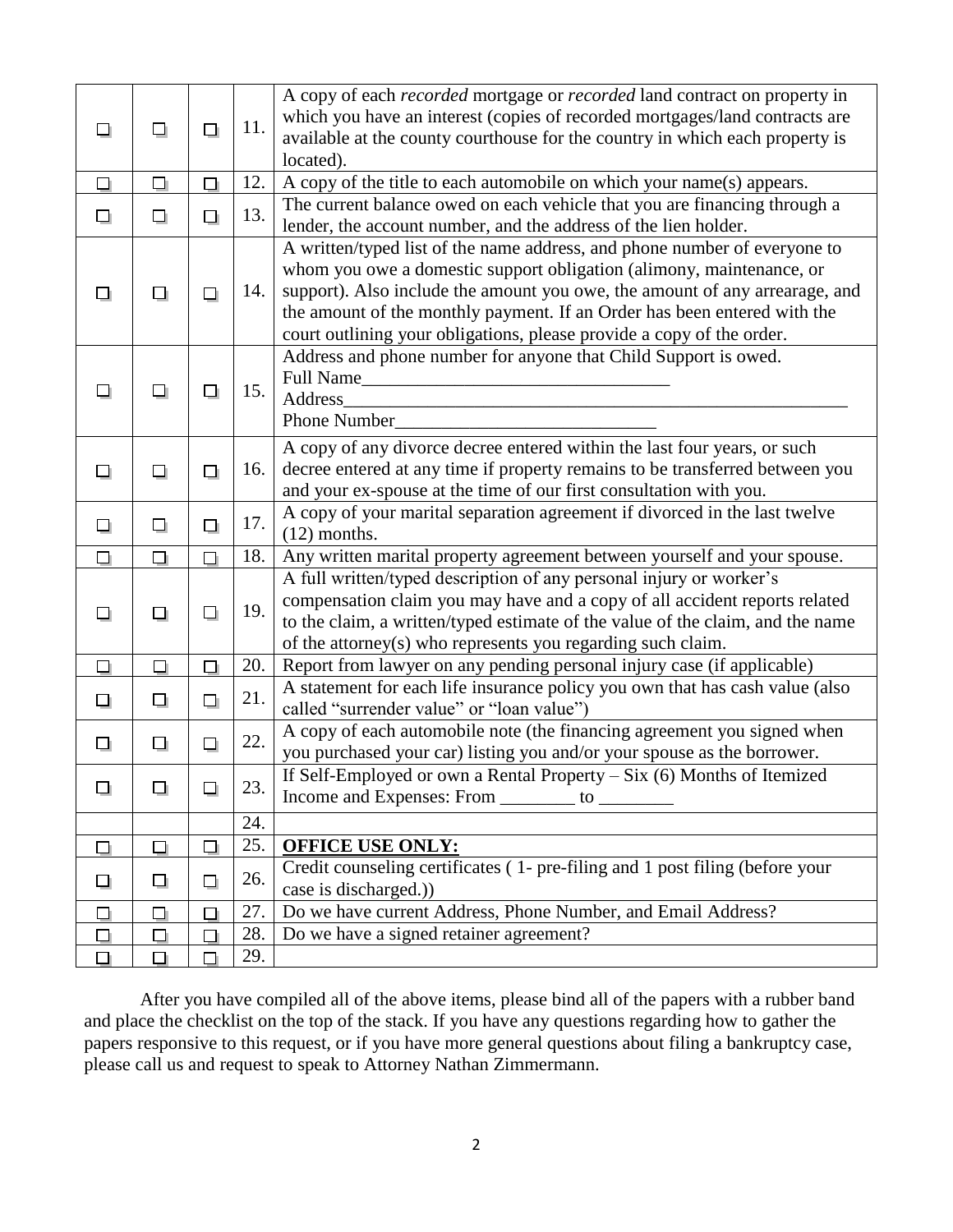| | | | | |
|---|---|---|---|---|
| ☐ | ☐ | ☐ | 11. | A copy of each *recorded* mortgage or *recorded* land contract on property in which you have an interest (copies of recorded mortgages/land contracts are available at the county courthouse for the country in which each property is located). |
| ☐ | ☐ | ☐ | 12. | A copy of the title to each automobile on which your name(s) appears. |
| ☐ | ☐ | ☐ | 13. | The current balance owed on each vehicle that you are financing through a lender, the account number, and the address of the lien holder. |
| ☐ | ☐ | ☐ | 14. | A written/typed list of the name address, and phone number of everyone to whom you owe a domestic support obligation (alimony, maintenance, or support). Also include the amount you owe, the amount of any arrearage, and the amount of the monthly payment. If an Order has been entered with the court outlining your obligations, please provide a copy of the order. |
| ☐ | ☐ | ☐ | 15. | Address and phone number for anyone that Child Support is owed.<br>Full Name_________________________________<br>Address________________________________________________________<br>Phone Number____________________________ |
| ☐ | ☐ | ☐ | 16. | A copy of any divorce decree entered within the last four years, or such decree entered at any time if property remains to be transferred between you and your ex-spouse at the time of our first consultation with you. |
| ☐ | ☐ | ☐ | 17. | A copy of your marital separation agreement if divorced in the last twelve (12) months. |
| ☐ | ☐ | ☐ | 18. | Any written marital property agreement between yourself and your spouse. |
| ☐ | ☐ | ☐ | 19. | A full written/typed description of any personal injury or worker's compensation claim you may have and a copy of all accident reports related to the claim, a written/typed estimate of the value of the claim, and the name of the attorney(s) who represents you regarding such claim. |
| ☐ | ☐ | ☐ | 20. | Report from lawyer on any pending personal injury case (if applicable) |
| ☐ | ☐ | ☐ | 21. | A statement for each life insurance policy you own that has cash value (also called "surrender value" or "loan value") |
| ☐ | ☐ | ☐ | 22. | A copy of each automobile note (the financing agreement you signed when you purchased your car) listing you and/or your spouse as the borrower. |
| ☐ | ☐ | ☐ | 23. | If Self-Employed or own a Rental Property – Six (6) Months of Itemized Income and Expenses: From ________ to ________ |
| | | | 24. | |
| ☐ | ☐ | ☐ | 25. | **<u>OFFICE USE ONLY:</u>** |
| ☐ | ☐ | ☐ | 26. | Credit counseling certificates ( 1- pre-filing and 1 post filing (before your case is discharged.)) |
| ☐ | ☐ | ☐ | 27. | Do we have current Address, Phone Number, and Email Address? |
| ☐ | ☐ | ☐ | 28. | Do we have a signed retainer agreement? |
| ☐ | ☐ | ☐ | 29. | |

After you have compiled all of the above items, please bind all of the papers with a rubber band and place the checklist on the top of the stack. If you have any questions regarding how to gather the papers responsive to this request, or if you have more general questions about filing a bankruptcy case, please call us and request to speak to Attorney Nathan Zimmermann.